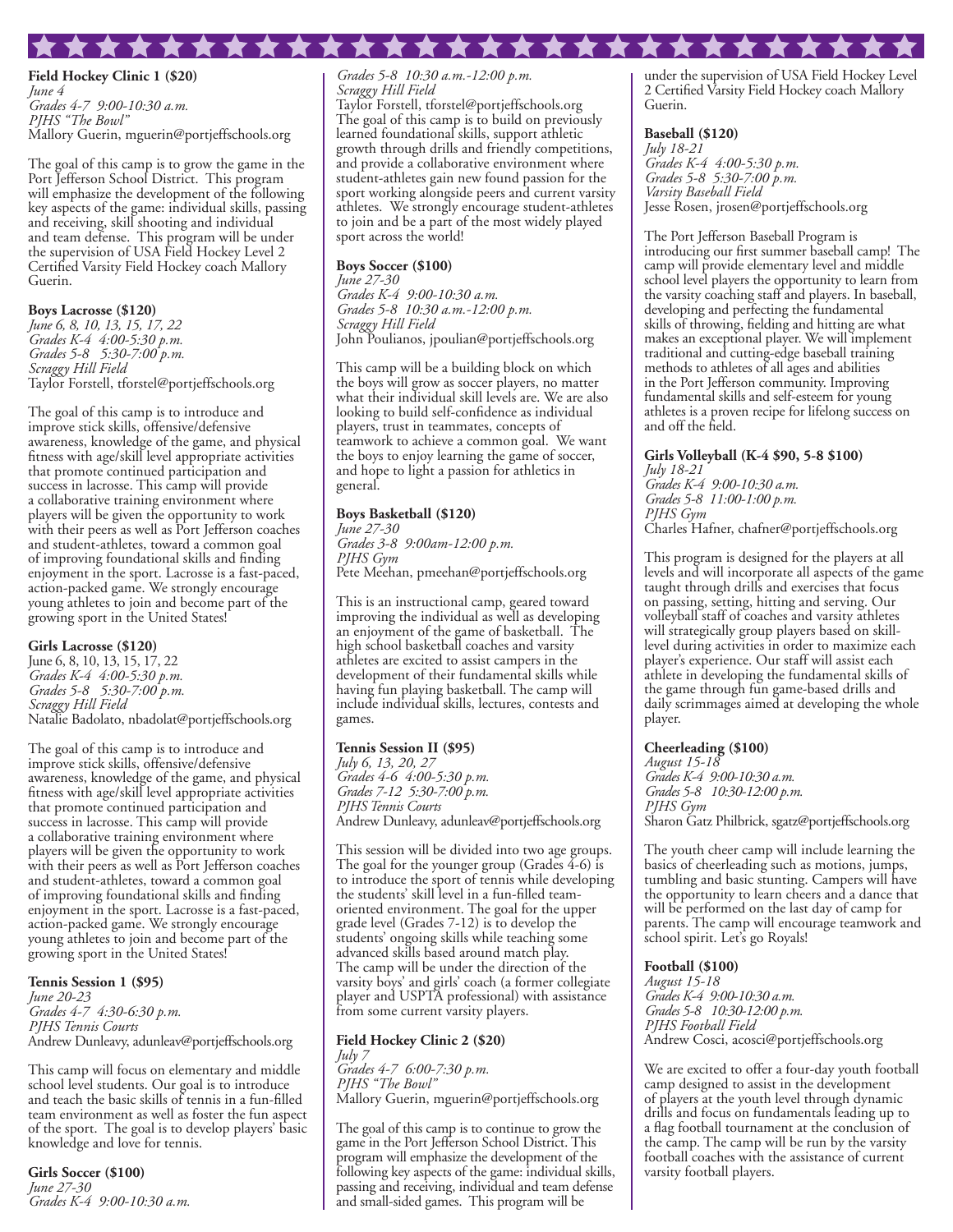**Field Hockey Clinic 1 ($20)**
*June 4*
*Grades 4-7  9:00-10:30 a.m.*
*PJHS "The Bowl"*
Mallory Guerin, mguerin@portjeffschools.org

The goal of this camp is to grow the game in the Port Jefferson School District. This program will emphasize the development of the following key aspects of the game: individual skills, passing and receiving, skill shooting and individual and team defense. This program will be under the supervision of USA Field Hockey Level 2 Certified Varsity Field Hockey coach Mallory Guerin.

**Boys Lacrosse ($120)**
*June 6, 8, 10, 13, 15, 17, 22*
*Grades K-4  4:00-5:30 p.m.*
*Grades 5-8  5:30-7:00 p.m.*
*Scraggy Hill Field*
Taylor Forstell, tforstel@portjeffschools.org

The goal of this camp is to introduce and improve stick skills, offensive/defensive awareness, knowledge of the game, and physical fitness with age/skill level appropriate activities that promote continued participation and success in lacrosse. This camp will provide a collaborative training environment where players will be given the opportunity to work with their peers as well as Port Jefferson coaches and student-athletes, toward a common goal of improving foundational skills and finding enjoyment in the sport. Lacrosse is a fast-paced, action-packed game. We strongly encourage young athletes to join and become part of the growing sport in the United States!

**Girls Lacrosse ($120)**
June 6, 8, 10, 13, 15, 17, 22
*Grades K-4  4:00-5:30 p.m.*
*Grades 5-8  5:30-7:00 p.m.*
*Scraggy Hill Field*
Natalie Badolato, nbadolat@portjeffschools.org

The goal of this camp is to introduce and improve stick skills, offensive/defensive awareness, knowledge of the game, and physical fitness with age/skill level appropriate activities that promote continued participation and success in lacrosse. This camp will provide a collaborative training environment where players will be given the opportunity to work with their peers as well as Port Jefferson coaches and student-athletes, toward a common goal of improving foundational skills and finding enjoyment in the sport. Lacrosse is a fast-paced, action-packed game. We strongly encourage young athletes to join and become part of the growing sport in the United States!

**Tennis Session 1 ($95)**
*June 20-23*
*Grades 4-7  4:30-6:30 p.m.*
*PJHS Tennis Courts*
Andrew Dunleavy, adunleav@portjeffschools.org

This camp will focus on elementary and middle school level students. Our goal is to introduce and teach the basic skills of tennis in a fun-filled team environment as well as foster the fun aspect of the sport. The goal is to develop players' basic knowledge and love for tennis.

**Girls Soccer ($100)**
*June 27-30*
*Grades K-4  9:00-10:30 a.m.*
*Grades 5-8  10:30 a.m.-12:00 p.m.*
*Scraggy Hill Field*
Taylor Forstell, tforstel@portjeffschools.org
The goal of this camp is to build on previously learned foundational skills, support athletic growth through drills and friendly competitions, and provide a collaborative environment where student-athletes gain new found passion for the sport working alongside peers and current varsity athletes. We strongly encourage student-athletes to join and be a part of the most widely played sport across the world!

**Boys Soccer ($100)**
*June 27-30*
*Grades K-4  9:00-10:30 a.m.*
*Grades 5-8  10:30 a.m.-12:00 p.m.*
*Scraggy Hill Field*
John Poulianos, jpoulian@portjeffschools.org

This camp will be a building block on which the boys will grow as soccer players, no matter what their individual skill levels are. We are also looking to build self-confidence as individual players, trust in teammates, concepts of teamwork to achieve a common goal. We want the boys to enjoy learning the game of soccer, and hope to light a passion for athletics in general.

**Boys Basketball ($120)**
*June 27-30*
*Grades 3-8  9:00am-12:00 p.m.*
*PJHS Gym*
Pete Meehan, pmeehan@portjeffschools.org

This is an instructional camp, geared toward improving the individual as well as developing an enjoyment of the game of basketball. The high school basketball coaches and varsity athletes are excited to assist campers in the development of their fundamental skills while having fun playing basketball. The camp will include individual skills, lectures, contests and games.

**Tennis Session II ($95)**
*July 6, 13, 20, 27*
*Grades 4-6  4:00-5:30 p.m.*
*Grades 7-12  5:30-7:00 p.m.*
*PJHS Tennis Courts*
Andrew Dunleavy, adunleav@portjeffschools.org

This session will be divided into two age groups. The goal for the younger group (Grades 4-6) is to introduce the sport of tennis while developing the students' skill level in a fun-filled team-oriented environment. The goal for the upper grade level (Grades 7-12) is to develop the students' ongoing skills while teaching some advanced skills based around match play. The camp will be under the direction of the varsity boys' and girls' coach (a former collegiate player and USPTA professional) with assistance from some current varsity players.

**Field Hockey Clinic 2 ($20)**
*July 7*
*Grades 4-7  6:00-7:30 p.m.*
*PJHS "The Bowl"*
Mallory Guerin, mguerin@portjeffschools.org

The goal of this camp is to continue to grow the game in the Port Jefferson School District. This program will emphasize the development of the following key aspects of the game: individual skills, passing and receiving, individual and team defense and small-sided games. This program will be under the supervision of USA Field Hockey Level 2 Certified Varsity Field Hockey coach Mallory Guerin.

**Baseball ($120)**
*July 18-21*
*Grades K-4  4:00-5:30 p.m.*
*Grades 5-8  5:30-7:00 p.m.*
*Varsity Baseball Field*
Jesse Rosen, jrosen@portjeffschools.org

The Port Jefferson Baseball Program is introducing our first summer baseball camp! The camp will provide elementary level and middle school level players the opportunity to learn from the varsity coaching staff and players. In baseball, developing and perfecting the fundamental skills of throwing, fielding and hitting are what makes an exceptional player. We will implement traditional and cutting-edge baseball training methods to athletes of all ages and abilities in the Port Jefferson community. Improving fundamental skills and self-esteem for young athletes is a proven recipe for lifelong success on and off the field.

**Girls Volleyball (K-4 $90, 5-8 $100)**
*July 18-21*
*Grades K-4  9:00-10:30 a.m.*
*Grades 5-8  11:00-1:00 p.m.*
*PJHS Gym*
Charles Hafner, chafner@portjeffschools.org

This program is designed for the players at all levels and will incorporate all aspects of the game taught through drills and exercises that focus on passing, setting, hitting and serving. Our volleyball staff of coaches and varsity athletes will strategically group players based on skill-level during activities in order to maximize each player's experience. Our staff will assist each athlete in developing the fundamental skills of the game through fun game-based drills and daily scrimmages aimed at developing the whole player.

**Cheerleading ($100)**
*August 15-18*
*Grades K-4  9:00-10:30 a.m.*
*Grades 5-8  10:30-12:00 p.m.*
*PJHS Gym*
Sharon Gatz Philbrick, sgatz@portjeffschools.org

The youth cheer camp will include learning the basics of cheerleading such as motions, jumps, tumbling and basic stunting. Campers will have the opportunity to learn cheers and a dance that will be performed on the last day of camp for parents. The camp will encourage teamwork and school spirit. Let's go Royals!

**Football ($100)**
*August 15-18*
*Grades K-4  9:00-10:30 a.m.*
*Grades 5-8  10:30-12:00 p.m.*
*PJHS Football Field*
Andrew Cosci, acosci@portjeffschools.org

We are excited to offer a four-day youth football camp designed to assist in the development of players at the youth level through dynamic drills and focus on fundamentals leading up to a flag football tournament at the conclusion of the camp. The camp will be run by the varsity football coaches with the assistance of current varsity football players.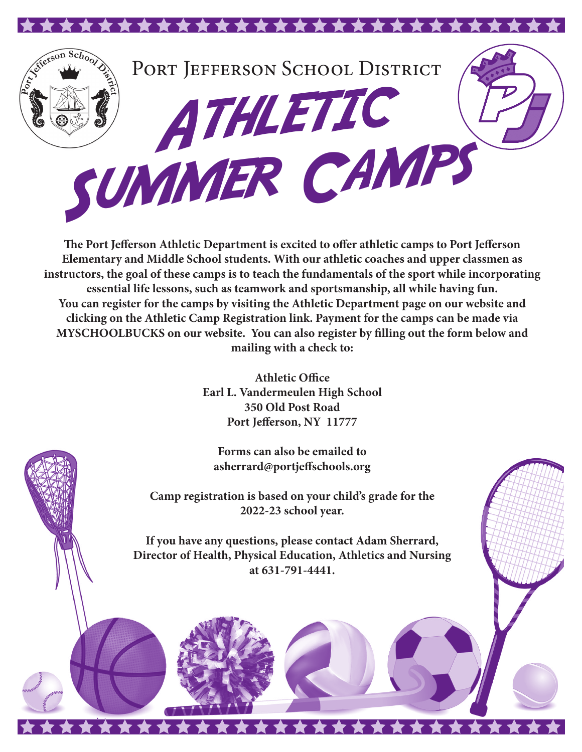# Port Jefferson School District

# Athletic Summer Camps

**The Port Jefferson Athletic Department is excited to offer athletic camps to Port Jefferson Elementary and Middle School students. With our athletic coaches and upper classmen as instructors, the goal of these camps is to teach the fundamentals of the sport while incorporating essential life lessons, such as teamwork and sportsmanship, all while having fun. You can register for the camps by visiting the Athletic Department page on our website and clicking on the Athletic Camp Registration link. Payment for the camps can be made via MYSCHOOLBUCKS on our website. You can also register by filling out the form below and mailing with a check to:**

**Athletic Office**
**Earl L. Vandermeulen High School**
**350 Old Post Road**
**Port Jefferson, NY 11777**

**Forms can also be emailed to asherrard@portjeffschools.org**

**Camp registration is based on your child's grade for the 2022-23 school year.**

**If you have any questions, please contact Adam Sherrard, Director of Health, Physical Education, Athletics and Nursing at 631-791-4441.**